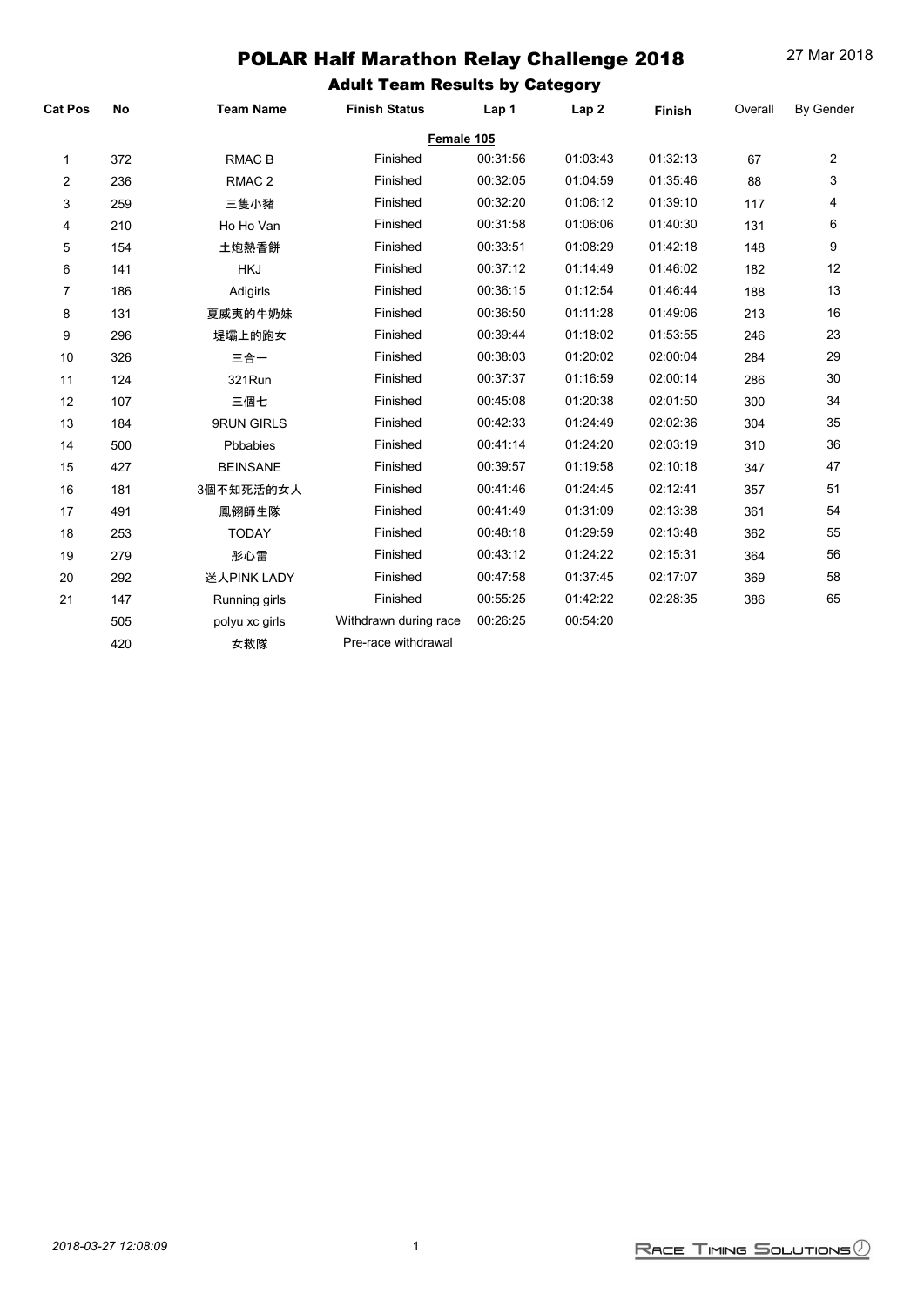# POLAR Half Marathon Relay Challenge 2018

27 Mar 2018

## Adult Team Results by Category

| Cat Pos | No | Team Name | Finish Status | Lap 1 | Lap 2 | Finish | Overall | By Gender |
|---|---|---|---|---|---|---|---|---|
| | | | **Female 105** | | | | | |
| 1 | 372 | RMAC B | Finished | 00:31:56 | 01:03:43 | 01:32:13 | 67 | 2 |
| 2 | 236 | RMAC 2 | Finished | 00:32:05 | 01:04:59 | 01:35:46 | 88 | 3 |
| 3 | 259 | 三隻小豬 | Finished | 00:32:20 | 01:06:12 | 01:39:10 | 117 | 4 |
| 4 | 210 | Ho Ho Van | Finished | 00:31:58 | 01:06:06 | 01:40:30 | 131 | 6 |
| 5 | 154 | 土炮熱香餅 | Finished | 00:33:51 | 01:08:29 | 01:42:18 | 148 | 9 |
| 6 | 141 | HKJ | Finished | 00:37:12 | 01:14:49 | 01:46:02 | 182 | 12 |
| 7 | 186 | Adigirls | Finished | 00:36:15 | 01:12:54 | 01:46:44 | 188 | 13 |
| 8 | 131 | 夏威夷的牛奶妹 | Finished | 00:36:50 | 01:11:28 | 01:49:06 | 213 | 16 |
| 9 | 296 | 堤壩上的跑女 | Finished | 00:39:44 | 01:18:02 | 01:53:55 | 246 | 23 |
| 10 | 326 | 三合一 | Finished | 00:38:03 | 01:20:02 | 02:00:04 | 284 | 29 |
| 11 | 124 | 321Run | Finished | 00:37:37 | 01:16:59 | 02:00:14 | 286 | 30 |
| 12 | 107 | 三個七 | Finished | 00:45:08 | 01:20:38 | 02:01:50 | 300 | 34 |
| 13 | 184 | 9RUN GIRLS | Finished | 00:42:33 | 01:24:49 | 02:02:36 | 304 | 35 |
| 14 | 500 | Pbbabies | Finished | 00:41:14 | 01:24:20 | 02:03:19 | 310 | 36 |
| 15 | 427 | BEINSANE | Finished | 00:39:57 | 01:19:58 | 02:10:18 | 347 | 47 |
| 16 | 181 | 3個不知死活的女人 | Finished | 00:41:46 | 01:24:45 | 02:12:41 | 357 | 51 |
| 17 | 491 | 鳳翎師生隊 | Finished | 00:41:49 | 01:31:09 | 02:13:38 | 361 | 54 |
| 18 | 253 | TODAY | Finished | 00:48:18 | 01:29:59 | 02:13:48 | 362 | 55 |
| 19 | 279 | 彤心雷 | Finished | 00:43:12 | 01:24:22 | 02:15:31 | 364 | 56 |
| 20 | 292 | 迷人PINK LADY | Finished | 00:47:58 | 01:37:45 | 02:17:07 | 369 | 58 |
| 21 | 147 | Running girls | Finished | 00:55:25 | 01:42:22 | 02:28:35 | 386 | 65 |
| | 505 | polyu xc girls | Withdrawn during race | 00:26:25 | 00:54:20 | | | |
| | 420 | 女救隊 | Pre-race withdrawal | | | | | |

*2018-03-27 12:08:09*

RACE TIMING SOLUTIONS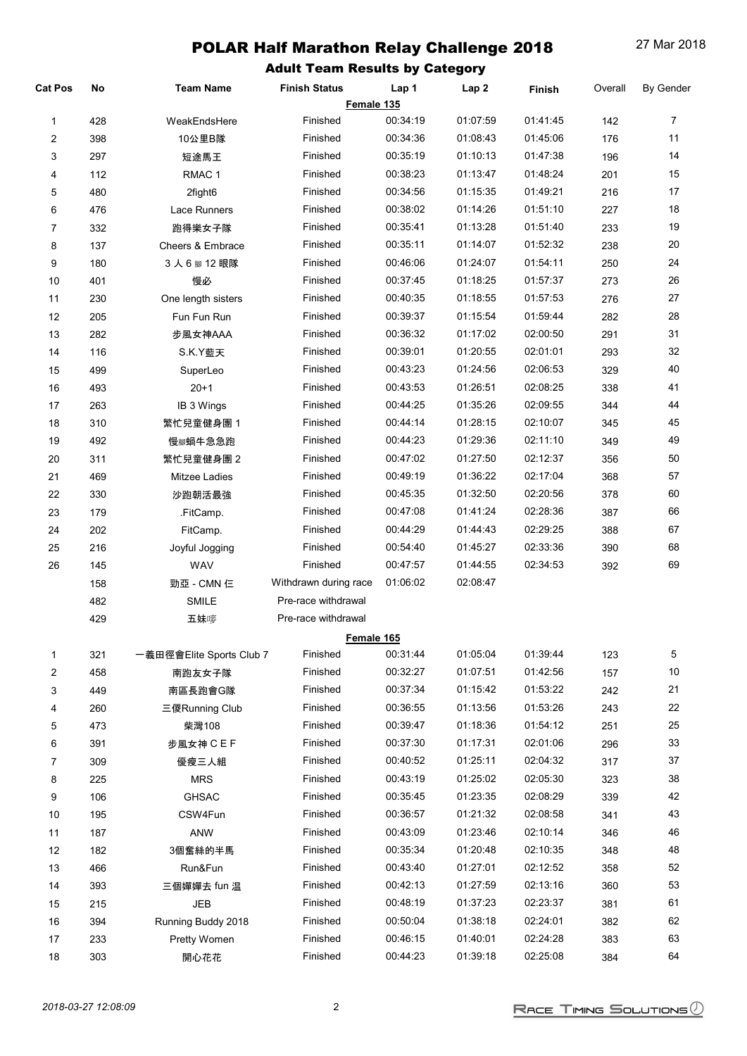# POLAR Half Marathon Relay Challenge 2018

27 Mar 2018

## Adult Team Results by Category

| Cat Pos | No | Team Name | Finish Status | Lap 1 | Lap 2 | Finish | Overall | By Gender |
|---|---|---|---|---|---|---|---|---|
| | | | | **Female 135** | | | | |
| 1 | 428 | WeakEndsHere | Finished | 00:34:19 | 01:07:59 | 01:41:45 | 142 | 7 |
| 2 | 398 | 10公里B隊 | Finished | 00:34:36 | 01:08:43 | 01:45:06 | 176 | 11 |
| 3 | 297 | 短途馬王 | Finished | 00:35:19 | 01:10:13 | 01:47:38 | 196 | 14 |
| 4 | 112 | RMAC 1 | Finished | 00:38:23 | 01:13:47 | 01:48:24 | 201 | 15 |
| 5 | 480 | 2fight6 | Finished | 00:34:56 | 01:15:35 | 01:49:21 | 216 | 17 |
| 6 | 476 | Lace Runners | Finished | 00:38:02 | 01:14:26 | 01:51:10 | 227 | 18 |
| 7 | 332 | 跑得樂女子隊 | Finished | 00:35:41 | 01:13:28 | 01:51:40 | 233 | 19 |
| 8 | 137 | Cheers & Embrace | Finished | 00:35:11 | 01:14:07 | 01:52:32 | 238 | 20 |
| 9 | 180 | 3 人 6 腳 12 眼隊 | Finished | 00:46:06 | 01:24:07 | 01:54:11 | 250 | 24 |
| 10 | 401 | 慢必 | Finished | 00:37:45 | 01:18:25 | 01:57:37 | 273 | 26 |
| 11 | 230 | One length sisters | Finished | 00:40:35 | 01:18:55 | 01:57:53 | 276 | 27 |
| 12 | 205 | Fun Fun Run | Finished | 00:39:37 | 01:15:54 | 01:59:44 | 282 | 28 |
| 13 | 282 | 步風女神AAA | Finished | 00:36:32 | 01:17:02 | 02:00:50 | 291 | 31 |
| 14 | 116 | S.K.Y藍天 | Finished | 00:39:01 | 01:20:55 | 02:01:01 | 293 | 32 |
| 15 | 499 | SuperLeo | Finished | 00:43:23 | 01:24:56 | 02:06:53 | 329 | 40 |
| 16 | 493 | 20+1 | Finished | 00:43:53 | 01:26:51 | 02:08:25 | 338 | 41 |
| 17 | 263 | IB 3 Wings | Finished | 00:44:25 | 01:35:26 | 02:09:55 | 344 | 44 |
| 18 | 310 | 繁忙兒童健身團 1 | Finished | 00:44:14 | 01:28:15 | 02:10:07 | 345 | 45 |
| 19 | 492 | 慢腳蝸牛急急跑 | Finished | 00:44:23 | 01:29:36 | 02:11:10 | 349 | 49 |
| 20 | 311 | 繁忙兒童健身團 2 | Finished | 00:47:02 | 01:27:50 | 02:12:37 | 356 | 50 |
| 21 | 469 | Mitzee Ladies | Finished | 00:49:19 | 01:36:22 | 02:17:04 | 368 | 57 |
| 22 | 330 | 沙跑朝活最強 | Finished | 00:45:35 | 01:32:50 | 02:20:56 | 378 | 60 |
| 23 | 179 | .FitCamp. | Finished | 00:47:08 | 01:41:24 | 02:28:36 | 387 | 66 |
| 24 | 202 | FitCamp. | Finished | 00:44:29 | 01:44:43 | 02:29:25 | 388 | 67 |
| 25 | 216 | Joyful Jogging | Finished | 00:54:40 | 01:45:27 | 02:33:36 | 390 | 68 |
| 26 | 145 | WAV | Finished | 00:47:57 | 01:44:55 | 02:34:53 | 392 | 69 |
| | 158 | 勁亞 - CMN 仨 | Withdrawn during race | 01:06:02 | 02:08:47 | | | |
| | 482 | SMILE | Pre-race withdrawal | | | | | |
| | 429 | 五妹嘐 | Pre-race withdrawal | | | | | |
| | | | | **Female 165** | | | | |
| 1 | 321 | 一義田徑會Elite Sports Club 7 | Finished | 00:31:44 | 01:05:04 | 01:39:44 | 123 | 5 |
| 2 | 458 | 南跑友女子隊 | Finished | 00:32:27 | 01:07:51 | 01:42:56 | 157 | 10 |
| 3 | 449 | 南區長跑會G隊 | Finished | 00:37:34 | 01:15:42 | 01:53:22 | 242 | 21 |
| 4 | 260 | 三傻Running Club | Finished | 00:36:55 | 01:13:56 | 01:53:26 | 243 | 22 |
| 5 | 473 | 柴灣108 | Finished | 00:39:47 | 01:18:36 | 01:54:12 | 251 | 25 |
| 6 | 391 | 步風女神 C E F | Finished | 00:37:30 | 01:17:31 | 02:01:06 | 296 | 33 |
| 7 | 309 | 優瘦三人組 | Finished | 00:40:52 | 01:25:11 | 02:04:32 | 317 | 37 |
| 8 | 225 | MRS | Finished | 00:43:19 | 01:25:02 | 02:05:30 | 323 | 38 |
| 9 | 106 | GHSAC | Finished | 00:35:45 | 01:23:35 | 02:08:29 | 339 | 42 |
| 10 | 195 | CSW4Fun | Finished | 00:36:57 | 01:21:32 | 02:08:58 | 341 | 43 |
| 11 | 187 | ANW | Finished | 00:43:09 | 01:23:46 | 02:10:14 | 346 | 46 |
| 12 | 182 | 3個奮絲的半馬 | Finished | 00:35:34 | 01:20:48 | 02:10:35 | 348 | 48 |
| 13 | 466 | Run&Fun | Finished | 00:43:40 | 01:27:01 | 02:12:52 | 358 | 52 |
| 14 | 393 | 三個嬋嬋去 fun 溫 | Finished | 00:42:13 | 01:27:59 | 02:13:16 | 360 | 53 |
| 15 | 215 | JEB | Finished | 00:48:19 | 01:37:23 | 02:23:37 | 381 | 61 |
| 16 | 394 | Running Buddy 2018 | Finished | 00:50:04 | 01:38:18 | 02:24:01 | 382 | 62 |
| 17 | 233 | Pretty Women | Finished | 00:46:15 | 01:40:01 | 02:24:28 | 383 | 63 |
| 18 | 303 | 開心花花 | Finished | 00:44:23 | 01:39:18 | 02:25:08 | 384 | 64 |

*2018-03-27 12:08:09*

RACE TIMING SOLUTIONS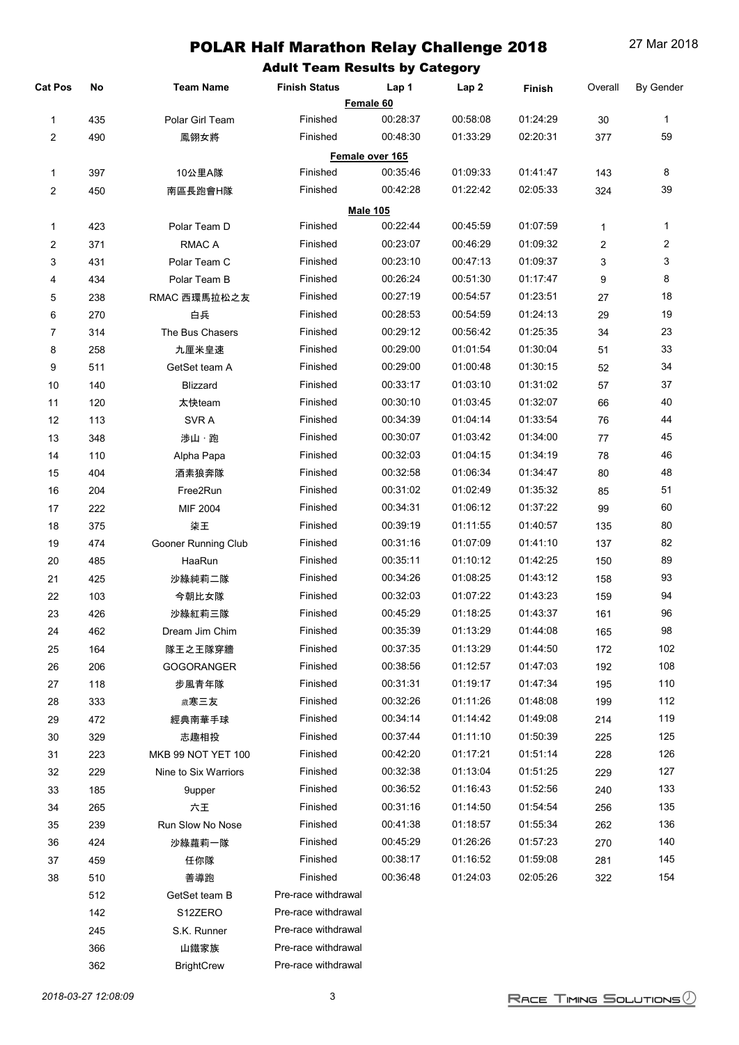# POLAR Half Marathon Relay Challenge 2018

27 Mar 2018

## Adult Team Results by Category

| Cat Pos | No | Team Name | Finish Status | Lap 1 | Lap 2 | Finish | Overall | By Gender |
|---|---|---|---|---|---|---|---|---|
| | | | | **Female 60** | | | | |
| 1 | 435 | Polar Girl Team | Finished | 00:28:37 | 00:58:08 | 01:24:29 | 30 | 1 |
| 2 | 490 | 鳳翎女將 | Finished | 00:48:30 | 01:33:29 | 02:20:31 | 377 | 59 |
| | | | | **Female over 165** | | | | |
| 1 | 397 | 10公里A隊 | Finished | 00:35:46 | 01:09:33 | 01:41:47 | 143 | 8 |
| 2 | 450 | 南區長跑會H隊 | Finished | 00:42:28 | 01:22:42 | 02:05:33 | 324 | 39 |
| | | | | **Male 105** | | | | |
| 1 | 423 | Polar Team D | Finished | 00:22:44 | 00:45:59 | 01:07:59 | 1 | 1 |
| 2 | 371 | RMAC A | Finished | 00:23:07 | 00:46:29 | 01:09:32 | 2 | 2 |
| 3 | 431 | Polar Team C | Finished | 00:23:10 | 00:47:13 | 01:09:37 | 3 | 3 |
| 4 | 434 | Polar Team B | Finished | 00:26:24 | 00:51:30 | 01:17:47 | 9 | 8 |
| 5 | 238 | RMAC 西環馬拉松之友 | Finished | 00:27:19 | 00:54:57 | 01:23:51 | 27 | 18 |
| 6 | 270 | 白兵 | Finished | 00:28:53 | 00:54:59 | 01:24:13 | 29 | 19 |
| 7 | 314 | The Bus Chasers | Finished | 00:29:12 | 00:56:42 | 01:25:35 | 34 | 23 |
| 8 | 258 | 九厘米皇速 | Finished | 00:29:00 | 01:01:54 | 01:30:04 | 51 | 33 |
| 9 | 511 | GetSet team A | Finished | 00:29:00 | 01:00:48 | 01:30:15 | 52 | 34 |
| 10 | 140 | Blizzard | Finished | 00:33:17 | 01:03:10 | 01:31:02 | 57 | 37 |
| 11 | 120 | 太快team | Finished | 00:30:10 | 01:03:45 | 01:32:07 | 66 | 40 |
| 12 | 113 | SVR A | Finished | 00:34:39 | 01:04:14 | 01:33:54 | 76 | 44 |
| 13 | 348 | 涉山 · 跑 | Finished | 00:30:07 | 01:03:42 | 01:34:00 | 77 | 45 |
| 14 | 110 | Alpha Papa | Finished | 00:32:03 | 01:04:15 | 01:34:19 | 78 | 46 |
| 15 | 404 | 酒素狼奔隊 | Finished | 00:32:58 | 01:06:34 | 01:34:47 | 80 | 48 |
| 16 | 204 | Free2Run | Finished | 00:31:02 | 01:02:49 | 01:35:32 | 85 | 51 |
| 17 | 222 | MIF 2004 | Finished | 00:34:31 | 01:06:12 | 01:37:22 | 99 | 60 |
| 18 | 375 | 柒王 | Finished | 00:39:19 | 01:11:55 | 01:40:57 | 135 | 80 |
| 19 | 474 | Gooner Running Club | Finished | 00:31:16 | 01:07:09 | 01:41:10 | 137 | 82 |
| 20 | 485 | HaaRun | Finished | 00:35:11 | 01:10:12 | 01:42:25 | 150 | 89 |
| 21 | 425 | 沙綠純莉二隊 | Finished | 00:34:26 | 01:08:25 | 01:43:12 | 158 | 93 |
| 22 | 103 | 今朝比女隊 | Finished | 00:32:03 | 01:07:22 | 01:43:23 | 159 | 94 |
| 23 | 426 | 沙綠紅莉三隊 | Finished | 00:45:29 | 01:18:25 | 01:43:37 | 161 | 96 |
| 24 | 462 | Dream Jim Chim | Finished | 00:35:39 | 01:13:29 | 01:44:08 | 165 | 98 |
| 25 | 164 | 隊王之王隊穿牆 | Finished | 00:37:35 | 01:13:29 | 01:44:50 | 172 | 102 |
| 26 | 206 | GOGORANGER | Finished | 00:38:56 | 01:12:57 | 01:47:03 | 192 | 108 |
| 27 | 118 | 步風青年隊 | Finished | 00:31:31 | 01:19:17 | 01:47:34 | 195 | 110 |
| 28 | 333 | 歲寒三友 | Finished | 00:32:26 | 01:11:26 | 01:48:08 | 199 | 112 |
| 29 | 472 | 經典南華手球 | Finished | 00:34:14 | 01:14:42 | 01:49:08 | 214 | 119 |
| 30 | 329 | 志趣相投 | Finished | 00:37:44 | 01:11:10 | 01:50:39 | 225 | 125 |
| 31 | 223 | MKB 99 NOT YET 100 | Finished | 00:42:20 | 01:17:21 | 01:51:14 | 228 | 126 |
| 32 | 229 | Nine to Six Warriors | Finished | 00:32:38 | 01:13:04 | 01:51:25 | 229 | 127 |
| 33 | 185 | 9upper | Finished | 00:36:52 | 01:16:43 | 01:52:56 | 240 | 133 |
| 34 | 265 | 六王 | Finished | 00:31:16 | 01:14:50 | 01:54:54 | 256 | 135 |
| 35 | 239 | Run Slow No Nose | Finished | 00:41:38 | 01:18:57 | 01:55:34 | 262 | 136 |
| 36 | 424 | 沙綠蘿莉一隊 | Finished | 00:45:29 | 01:26:26 | 01:57:23 | 270 | 140 |
| 37 | 459 | 任你隊 | Finished | 00:38:17 | 01:16:52 | 01:59:08 | 281 | 145 |
| 38 | 510 | 善導跑 | Finished | 00:36:48 | 01:24:03 | 02:05:26 | 322 | 154 |
| | 512 | GetSet team B | Pre-race withdrawal | | | | | |
| | 142 | S12ZERO | Pre-race withdrawal | | | | | |
| | 245 | S.K. Runner | Pre-race withdrawal | | | | | |
| | 366 | 山鐵家族 | Pre-race withdrawal | | | | | |
| | 362 | BrightCrew | Pre-race withdrawal | | | | | |

*2018-03-27 12:08:09*

RACE TIMING SOLUTIONS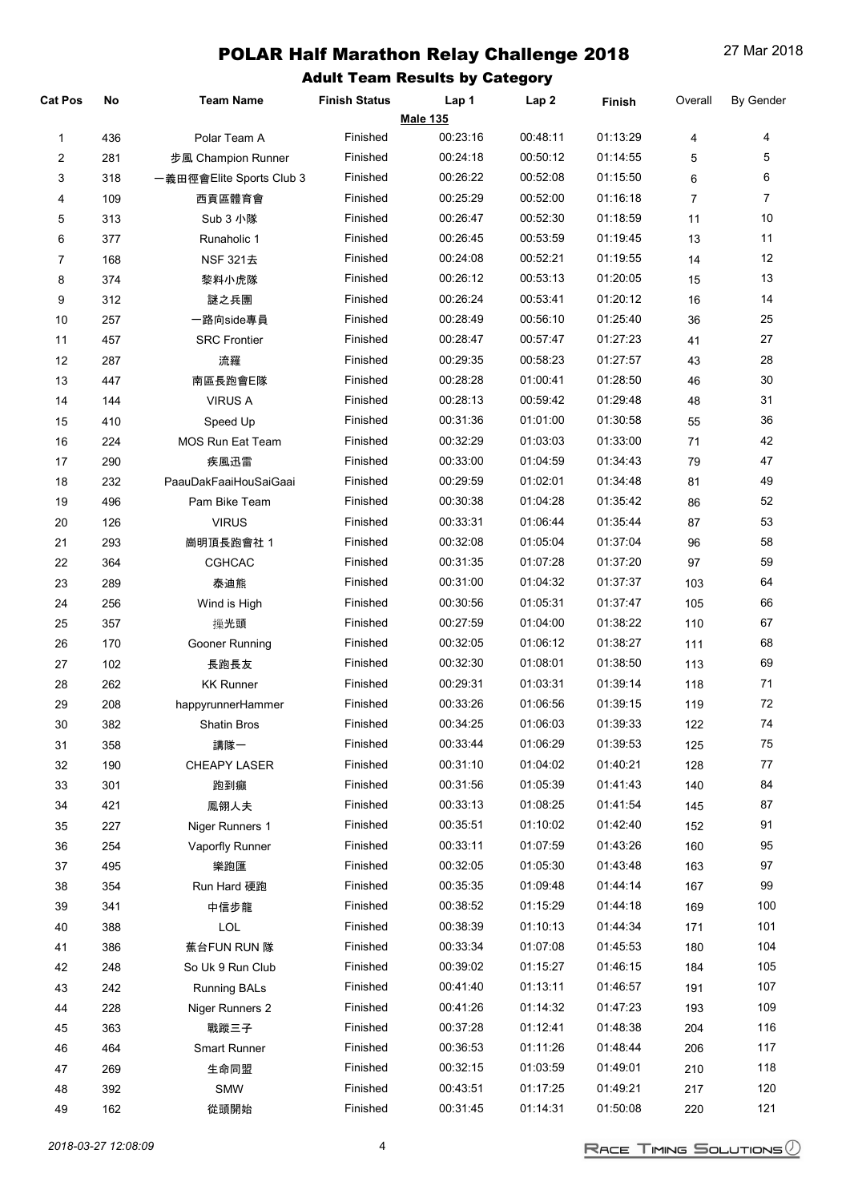# POLAR Half Marathon Relay Challenge 2018

27 Mar 2018

## Adult Team Results by Category

| Cat Pos | No | Team Name | Finish Status | Lap 1 | Lap 2 | Finish | Overall | By Gender |
|---|---|---|---|---|---|---|---|---|
| | | | | **Male 135** | | | | |
| 1 | 436 | Polar Team A | Finished | 00:23:16 | 00:48:11 | 01:13:29 | 4 | 4 |
| 2 | 281 | 步風 Champion Runner | Finished | 00:24:18 | 00:50:12 | 01:14:55 | 5 | 5 |
| 3 | 318 | 一義田徑會Elite Sports Club 3 | Finished | 00:26:22 | 00:52:08 | 01:15:50 | 6 | 6 |
| 4 | 109 | 西貢區體育會 | Finished | 00:25:29 | 00:52:00 | 01:16:18 | 7 | 7 |
| 5 | 313 | Sub 3 小隊 | Finished | 00:26:47 | 00:52:30 | 01:18:59 | 11 | 10 |
| 6 | 377 | Runaholic 1 | Finished | 00:26:45 | 00:53:59 | 01:19:45 | 13 | 11 |
| 7 | 168 | NSF 321去 | Finished | 00:24:08 | 00:52:21 | 01:19:55 | 14 | 12 |
| 8 | 374 | 黎料小虎隊 | Finished | 00:26:12 | 00:53:13 | 01:20:05 | 15 | 13 |
| 9 | 312 | 謎之兵團 | Finished | 00:26:24 | 00:53:41 | 01:20:12 | 16 | 14 |
| 10 | 257 | 一路向side專員 | Finished | 00:28:49 | 00:56:10 | 01:25:40 | 36 | 25 |
| 11 | 457 | SRC Frontier | Finished | 00:28:47 | 00:57:47 | 01:27:23 | 41 | 27 |
| 12 | 287 | 流羅 | Finished | 00:29:35 | 00:58:23 | 01:27:57 | 43 | 28 |
| 13 | 447 | 南區長跑會E隊 | Finished | 00:28:28 | 01:00:41 | 01:28:50 | 46 | 30 |
| 14 | 144 | VIRUS A | Finished | 00:28:13 | 00:59:42 | 01:29:48 | 48 | 31 |
| 15 | 410 | Speed Up | Finished | 00:31:36 | 01:01:00 | 01:30:58 | 55 | 36 |
| 16 | 224 | MOS Run Eat Team | Finished | 00:32:29 | 01:03:03 | 01:33:00 | 71 | 42 |
| 17 | 290 | 疾風迅雷 | Finished | 00:33:00 | 01:04:59 | 01:34:43 | 79 | 47 |
| 18 | 232 | PaauDakFaaiHouSaiGaai | Finished | 00:29:59 | 01:02:01 | 01:34:48 | 81 | 49 |
| 19 | 496 | Pam Bike Team | Finished | 00:30:38 | 01:04:28 | 01:35:42 | 86 | 52 |
| 20 | 126 | VIRUS | Finished | 00:33:31 | 01:06:44 | 01:35:44 | 87 | 53 |
| 21 | 293 | 崗明頂長跑會社 1 | Finished | 00:32:08 | 01:05:04 | 01:37:04 | 96 | 58 |
| 22 | 364 | CGHCAC | Finished | 00:31:35 | 01:07:28 | 01:37:20 | 97 | 59 |
| 23 | 289 | 泰迪熊 | Finished | 00:31:00 | 01:04:32 | 01:37:37 | 103 | 64 |
| 24 | 256 | Wind is High | Finished | 00:30:56 | 01:05:31 | 01:37:47 | 105 | 66 |
| 25 | 357 | 揿光頭 | Finished | 00:27:59 | 01:04:00 | 01:38:22 | 110 | 67 |
| 26 | 170 | Gooner Running | Finished | 00:32:05 | 01:06:12 | 01:38:27 | 111 | 68 |
| 27 | 102 | 長跑長友 | Finished | 00:32:30 | 01:08:01 | 01:38:50 | 113 | 69 |
| 28 | 262 | KK Runner | Finished | 00:29:31 | 01:03:31 | 01:39:14 | 118 | 71 |
| 29 | 208 | happyrunnerHammer | Finished | 00:33:26 | 01:06:56 | 01:39:15 | 119 | 72 |
| 30 | 382 | Shatin Bros | Finished | 00:34:25 | 01:06:03 | 01:39:33 | 122 | 74 |
| 31 | 358 | 講隊一 | Finished | 00:33:44 | 01:06:29 | 01:39:53 | 125 | 75 |
| 32 | 190 | CHEAPY LASER | Finished | 00:31:10 | 01:04:02 | 01:40:21 | 128 | 77 |
| 33 | 301 | 跑到癲 | Finished | 00:31:56 | 01:05:39 | 01:41:43 | 140 | 84 |
| 34 | 421 | 鳳翎人夫 | Finished | 00:33:13 | 01:08:25 | 01:41:54 | 145 | 87 |
| 35 | 227 | Niger Runners 1 | Finished | 00:35:51 | 01:10:02 | 01:42:40 | 152 | 91 |
| 36 | 254 | Vaporfly Runner | Finished | 00:33:11 | 01:07:59 | 01:43:26 | 160 | 95 |
| 37 | 495 | 樂跑匯 | Finished | 00:32:05 | 01:05:30 | 01:43:48 | 163 | 97 |
| 38 | 354 | Run Hard 硬跑 | Finished | 00:35:35 | 01:09:48 | 01:44:14 | 167 | 99 |
| 39 | 341 | 中信步龍 | Finished | 00:38:52 | 01:15:29 | 01:44:18 | 169 | 100 |
| 40 | 388 | LOL | Finished | 00:38:39 | 01:10:13 | 01:44:34 | 171 | 101 |
| 41 | 386 | 蕉台FUN RUN 隊 | Finished | 00:33:34 | 01:07:08 | 01:45:53 | 180 | 104 |
| 42 | 248 | So Uk 9 Run Club | Finished | 00:39:02 | 01:15:27 | 01:46:15 | 184 | 105 |
| 43 | 242 | Running BALs | Finished | 00:41:40 | 01:13:11 | 01:46:57 | 191 | 107 |
| 44 | 228 | Niger Runners 2 | Finished | 00:41:26 | 01:14:32 | 01:47:23 | 193 | 109 |
| 45 | 363 | 戰蹤三子 | Finished | 00:37:28 | 01:12:41 | 01:48:38 | 204 | 116 |
| 46 | 464 | Smart Runner | Finished | 00:36:53 | 01:11:26 | 01:48:44 | 206 | 117 |
| 47 | 269 | 生命同盟 | Finished | 00:32:15 | 01:03:59 | 01:49:01 | 210 | 118 |
| 48 | 392 | SMW | Finished | 00:43:51 | 01:17:25 | 01:49:21 | 217 | 120 |
| 49 | 162 | 從頭開始 | Finished | 00:31:45 | 01:14:31 | 01:50:08 | 220 | 121 |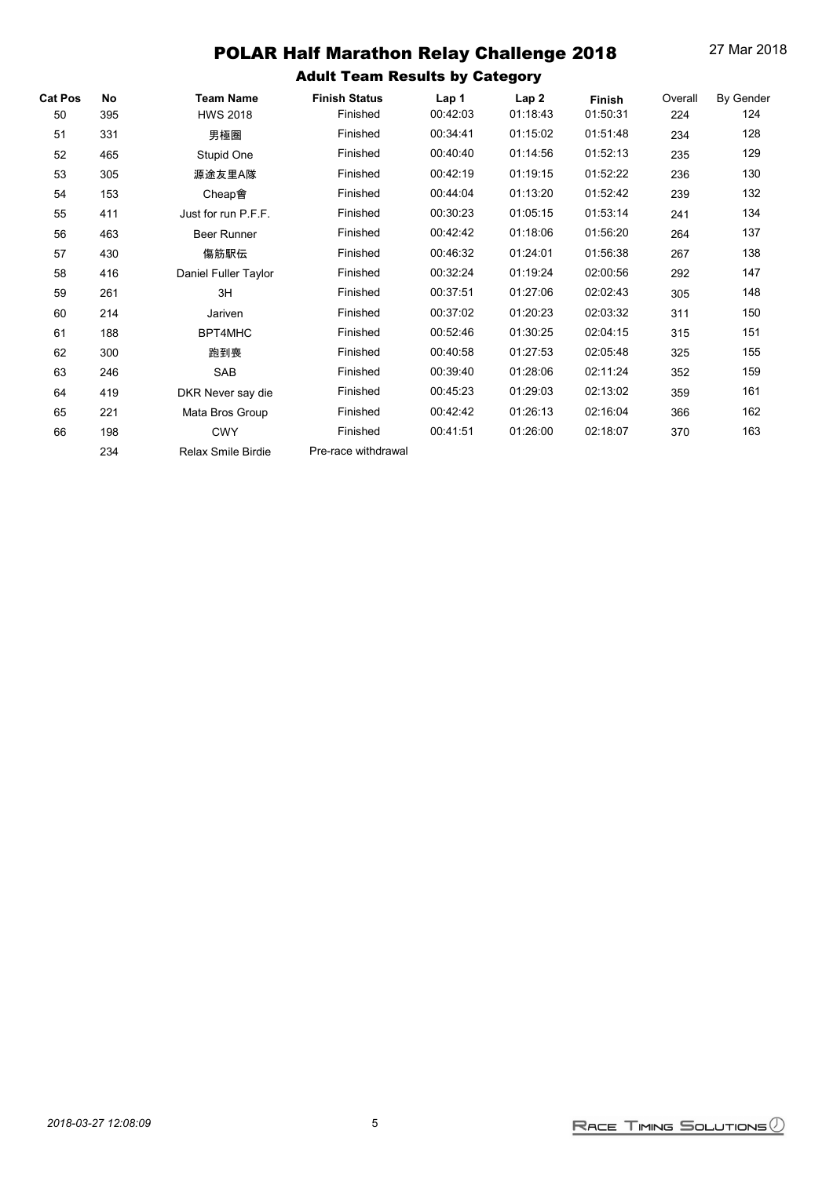# POLAR Half Marathon Relay Challenge 2018

27 Mar 2018

## Adult Team Results by Category

| Cat Pos | No | Team Name | Finish Status | Lap 1 | Lap 2 | Finish | Overall | By Gender |
|---|---|---|---|---|---|---|---|---|
| 50 | 395 | HWS 2018 | Finished | 00:42:03 | 01:18:43 | 01:50:31 | 224 | 124 |
| 51 | 331 | 男極圈 | Finished | 00:34:41 | 01:15:02 | 01:51:48 | 234 | 128 |
| 52 | 465 | Stupid One | Finished | 00:40:40 | 01:14:56 | 01:52:13 | 235 | 129 |
| 53 | 305 | 源途友里A隊 | Finished | 00:42:19 | 01:19:15 | 01:52:22 | 236 | 130 |
| 54 | 153 | Cheap會 | Finished | 00:44:04 | 01:13:20 | 01:52:42 | 239 | 132 |
| 55 | 411 | Just for run P.F.F. | Finished | 00:30:23 | 01:05:15 | 01:53:14 | 241 | 134 |
| 56 | 463 | Beer Runner | Finished | 00:42:42 | 01:18:06 | 01:56:20 | 264 | 137 |
| 57 | 430 | 傷筋駅伝 | Finished | 00:46:32 | 01:24:01 | 01:56:38 | 267 | 138 |
| 58 | 416 | Daniel Fuller Taylor | Finished | 00:32:24 | 01:19:24 | 02:00:56 | 292 | 147 |
| 59 | 261 | 3H | Finished | 00:37:51 | 01:27:06 | 02:02:43 | 305 | 148 |
| 60 | 214 | Jariven | Finished | 00:37:02 | 01:20:23 | 02:03:32 | 311 | 150 |
| 61 | 188 | BPT4MHC | Finished | 00:52:46 | 01:30:25 | 02:04:15 | 315 | 151 |
| 62 | 300 | 跑到喪 | Finished | 00:40:58 | 01:27:53 | 02:05:48 | 325 | 155 |
| 63 | 246 | SAB | Finished | 00:39:40 | 01:28:06 | 02:11:24 | 352 | 159 |
| 64 | 419 | DKR Never say die | Finished | 00:45:23 | 01:29:03 | 02:13:02 | 359 | 161 |
| 65 | 221 | Mata Bros Group | Finished | 00:42:42 | 01:26:13 | 02:16:04 | 366 | 162 |
| 66 | 198 | CWY | Finished | 00:41:51 | 01:26:00 | 02:18:07 | 370 | 163 |
| | 234 | Relax Smile Birdie | Pre-race withdrawal | | | | | |

*2018-03-27 12:08:09*

RACE TIMING SOLUTIONS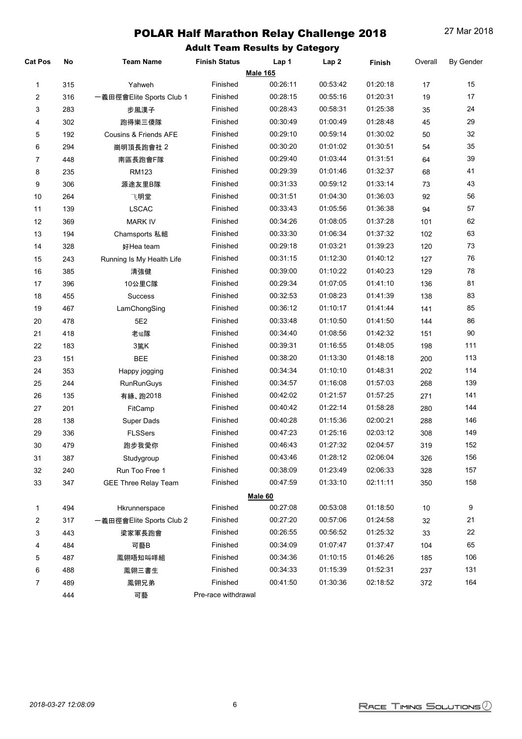# POLAR Half Marathon Relay Challenge 2018

27 Mar 2018

## Adult Team Results by Category

| Cat Pos | No | Team Name | Finish Status | Lap 1 | Lap 2 | Finish | Overall | By Gender |
|---|---|---|---|---|---|---|---|---|
| | | | | **Male 165** | | | | |
| 1 | 315 | Yahweh | Finished | 00:26:11 | 00:53:42 | 01:20:18 | 17 | 15 |
| 2 | 316 | 一義田徑會Elite Sports Club 1 | Finished | 00:28:15 | 00:55:16 | 01:20:31 | 19 | 17 |
| 3 | 283 | 步風漢子 | Finished | 00:28:43 | 00:58:31 | 01:25:38 | 35 | 24 |
| 4 | 302 | 跑得樂三傻隊 | Finished | 00:30:49 | 01:00:49 | 01:28:48 | 45 | 29 |
| 5 | 192 | Cousins & Friends AFE | Finished | 00:29:10 | 00:59:14 | 01:30:02 | 50 | 32 |
| 6 | 294 | 崗明頂長跑會社 2 | Finished | 00:30:20 | 01:01:02 | 01:30:51 | 54 | 35 |
| 7 | 448 | 南區長跑會F隊 | Finished | 00:29:40 | 01:03:44 | 01:31:51 | 64 | 39 |
| 8 | 235 | RM123 | Finished | 00:29:39 | 01:01:46 | 01:32:37 | 68 | 41 |
| 9 | 306 | 源途友里B隊 | Finished | 00:31:33 | 00:59:12 | 01:33:14 | 73 | 43 |
| 10 | 264 | 飞明堂 | Finished | 00:31:51 | 01:04:30 | 01:36:03 | 92 | 56 |
| 11 | 139 | LSCAC | Finished | 00:33:43 | 01:05:56 | 01:36:38 | 94 | 57 |
| 12 | 369 | MARK IV | Finished | 00:34:26 | 01:08:05 | 01:37:28 | 101 | 62 |
| 13 | 194 | Chamsports 私組 | Finished | 00:33:30 | 01:06:34 | 01:37:32 | 102 | 63 |
| 14 | 328 | 好Hea team | Finished | 00:29:18 | 01:03:21 | 01:39:23 | 120 | 73 |
| 15 | 243 | Running Is My Health Life | Finished | 00:31:15 | 01:12:30 | 01:40:12 | 127 | 76 |
| 16 | 385 | 清強健 | Finished | 00:39:00 | 01:10:22 | 01:40:23 | 129 | 78 |
| 17 | 396 | 10公里C隊 | Finished | 00:29:34 | 01:07:05 | 01:41:10 | 136 | 81 |
| 18 | 455 | Success | Finished | 00:32:53 | 01:08:23 | 01:41:39 | 138 | 83 |
| 19 | 467 | LamChongSing | Finished | 00:36:12 | 01:10:17 | 01:41:44 | 141 | 85 |
| 20 | 478 | 5E2 | Finished | 00:33:48 | 01:10:50 | 01:41:50 | 144 | 86 |
| 21 | 418 | 老猛隊 | Finished | 00:34:40 | 01:08:56 | 01:42:32 | 151 | 90 |
| 22 | 183 | 3篤K | Finished | 00:39:31 | 01:16:55 | 01:48:05 | 198 | 111 |
| 23 | 151 | BEE | Finished | 00:38:20 | 01:13:30 | 01:48:18 | 200 | 113 |
| 24 | 353 | Happy jogging | Finished | 00:34:34 | 01:10:10 | 01:48:31 | 202 | 114 |
| 25 | 244 | RunRunGuys | Finished | 00:34:57 | 01:16:08 | 01:57:03 | 268 | 139 |
| 26 | 135 | 有緣、跑2018 | Finished | 00:42:02 | 01:21:57 | 01:57:25 | 271 | 141 |
| 27 | 201 | FitCamp | Finished | 00:40:42 | 01:22:14 | 01:58:28 | 280 | 144 |
| 28 | 138 | Super Dads | Finished | 00:40:28 | 01:15:36 | 02:00:21 | 288 | 146 |
| 29 | 336 | FLSSers | Finished | 00:47:23 | 01:25:16 | 02:03:12 | 308 | 149 |
| 30 | 479 | 跑步我爱你 | Finished | 00:46:43 | 01:27:32 | 02:04:57 | 319 | 152 |
| 31 | 387 | Studygroup | Finished | 00:43:46 | 01:28:12 | 02:06:04 | 326 | 156 |
| 32 | 240 | Run Too Free 1 | Finished | 00:38:09 | 01:23:49 | 02:06:33 | 328 | 157 |
| 33 | 347 | GEE Three Relay Team | Finished | 00:47:59 | 01:33:10 | 02:11:11 | 350 | 158 |
| | | | | **Male 60** | | | | |
| 1 | 494 | Hkrunnerspace | Finished | 00:27:08 | 00:53:08 | 01:18:50 | 10 | 9 |
| 2 | 317 | 一義田徑會Elite Sports Club 2 | Finished | 00:27:20 | 00:57:06 | 01:24:58 | 32 | 21 |
| 3 | 443 | 梁家軍長跑會 | Finished | 00:26:55 | 00:56:52 | 01:25:32 | 33 | 22 |
| 4 | 484 | 可藝B | Finished | 00:34:09 | 01:07:47 | 01:37:47 | 104 | 65 |
| 5 | 487 | 鳳翎唔知叫咩組 | Finished | 00:34:36 | 01:10:15 | 01:46:26 | 185 | 106 |
| 6 | 488 | 鳳翎三書生 | Finished | 00:34:33 | 01:15:39 | 01:52:31 | 237 | 131 |
| 7 | 489 | 鳳翎兄弟 | Finished | 00:41:50 | 01:30:36 | 02:18:52 | 372 | 164 |
| | 444 | 可藝 | Pre-race withdrawal | | | | | |

*2018-03-27 12:08:09*

Race Timing Solutions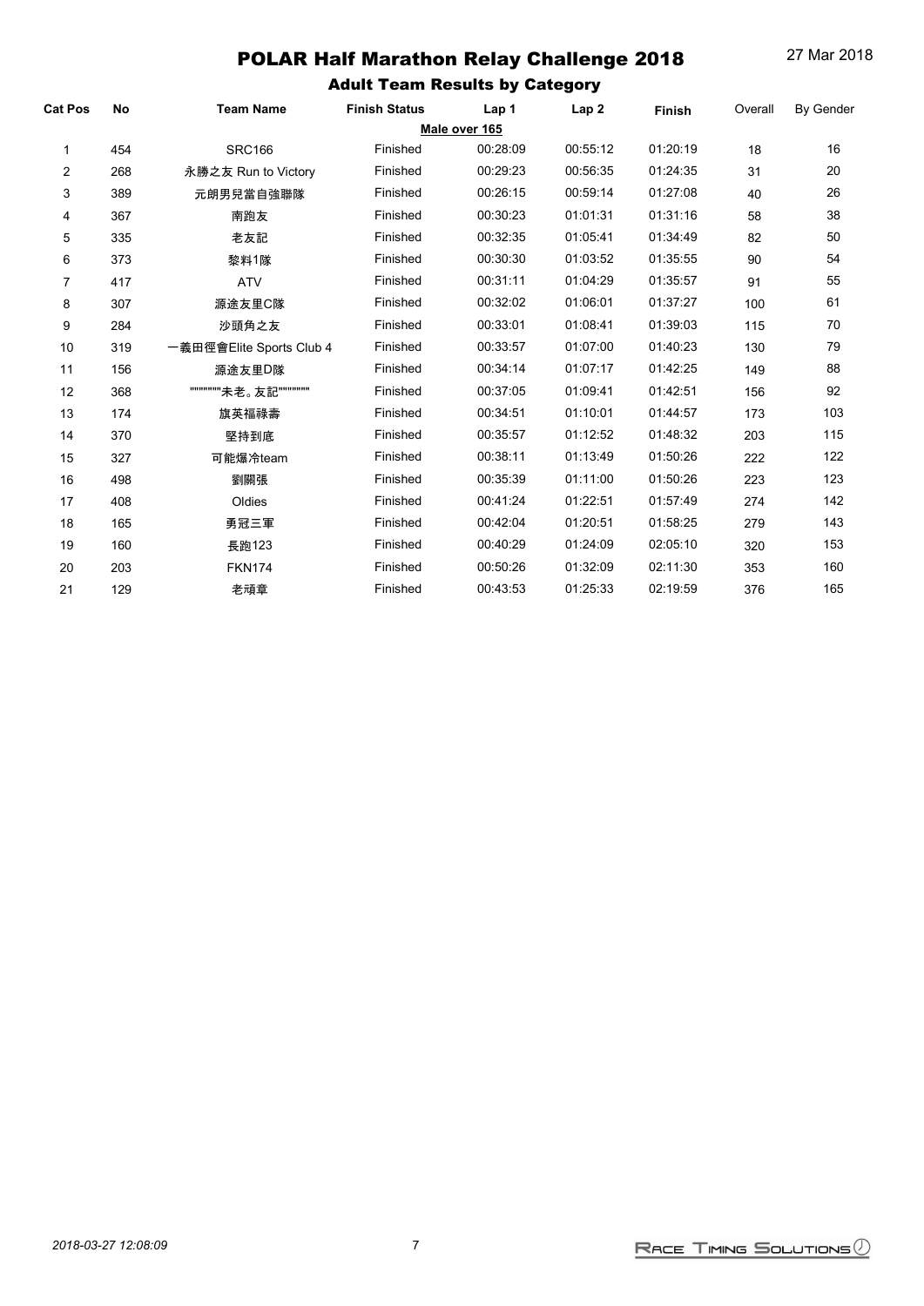# POLAR Half Marathon Relay Challenge 2018

27 Mar 2018

## Adult Team Results by Category

| Cat Pos | No | Team Name | Finish Status | Lap 1 | Lap 2 | Finish | Overall | By Gender |
|---|---|---|---|---|---|---|---|---|
| | | | **Male over 165** | | | | | |
| 1 | 454 | SRC166 | Finished | 00:28:09 | 00:55:12 | 01:20:19 | 18 | 16 |
| 2 | 268 | 永勝之友 Run to Victory | Finished | 00:29:23 | 00:56:35 | 01:24:35 | 31 | 20 |
| 3 | 389 | 元朗男兒當自強聯隊 | Finished | 00:26:15 | 00:59:14 | 01:27:08 | 40 | 26 |
| 4 | 367 | 南跑友 | Finished | 00:30:23 | 01:01:31 | 01:31:16 | 58 | 38 |
| 5 | 335 | 老友記 | Finished | 00:32:35 | 01:05:41 | 01:34:49 | 82 | 50 |
| 6 | 373 | 黎料1隊 | Finished | 00:30:30 | 01:03:52 | 01:35:55 | 90 | 54 |
| 7 | 417 | ATV | Finished | 00:31:11 | 01:04:29 | 01:35:57 | 91 | 55 |
| 8 | 307 | 源途友里C隊 | Finished | 00:32:02 | 01:06:01 | 01:37:27 | 100 | 61 |
| 9 | 284 | 沙頭角之友 | Finished | 00:33:01 | 01:08:41 | 01:39:03 | 115 | 70 |
| 10 | 319 | 一義田徑會Elite Sports Club 4 | Finished | 00:33:57 | 01:07:00 | 01:40:23 | 130 | 79 |
| 11 | 156 | 源途友里D隊 | Finished | 00:34:14 | 01:07:17 | 01:42:25 | 149 | 88 |
| 12 | 368 | """""""未老。友記""""""" | Finished | 00:37:05 | 01:09:41 | 01:42:51 | 156 | 92 |
| 13 | 174 | 旗英福祿壽 | Finished | 00:34:51 | 01:10:01 | 01:44:57 | 173 | 103 |
| 14 | 370 | 堅持到底 | Finished | 00:35:57 | 01:12:52 | 01:48:32 | 203 | 115 |
| 15 | 327 | 可能爆冷team | Finished | 00:38:11 | 01:13:49 | 01:50:26 | 222 | 122 |
| 16 | 498 | 劉關張 | Finished | 00:35:39 | 01:11:00 | 01:50:26 | 223 | 123 |
| 17 | 408 | Oldies | Finished | 00:41:24 | 01:22:51 | 01:57:49 | 274 | 142 |
| 18 | 165 | 勇冠三軍 | Finished | 00:42:04 | 01:20:51 | 01:58:25 | 279 | 143 |
| 19 | 160 | 長跑123 | Finished | 00:40:29 | 01:24:09 | 02:05:10 | 320 | 153 |
| 20 | 203 | FKN174 | Finished | 00:50:26 | 01:32:09 | 02:11:30 | 353 | 160 |
| 21 | 129 | 老頑章 | Finished | 00:43:53 | 01:25:33 | 02:19:59 | 376 | 165 |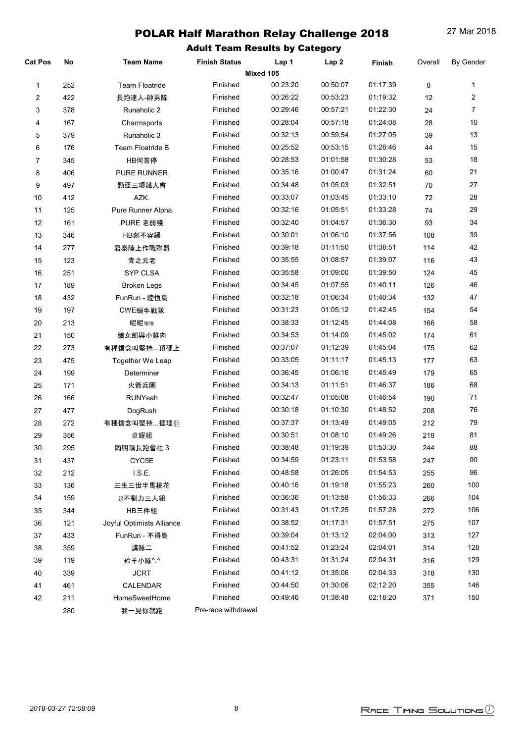# POLAR Half Marathon Relay Challenge 2018

27 Mar 2018

## Adult Team Results by Category

| Cat Pos | No | Team Name | Finish Status | Lap 1 | Lap 2 | Finish | Overall | By Gender |
|---|---|---|---|---|---|---|---|---|
| | | | | **Mixed 105** | | | | |
| 1 | 252 | Team Floatride | Finished | 00:23:20 | 00:50:07 | 01:17:39 | 8 | 1 |
| 2 | 422 | 長跑達人-帥男隊 | Finished | 00:26:22 | 00:53:23 | 01:19:32 | 12 | 2 |
| 3 | 378 | Runaholic 2 | Finished | 00:29:46 | 00:57:21 | 01:22:30 | 24 | 7 |
| 4 | 167 | Charmsports | Finished | 00:28:04 | 00:57:18 | 01:24:08 | 28 | 10 |
| 5 | 379 | Runaholic 3 | Finished | 00:32:13 | 00:59:54 | 01:27:05 | 39 | 13 |
| 6 | 176 | Team Floatride B | Finished | 00:25:52 | 00:53:15 | 01:28:46 | 44 | 15 |
| 7 | 345 | HB何苦停 | Finished | 00:28:53 | 01:01:58 | 01:30:28 | 53 | 18 |
| 8 | 406 | PURE RUNNER | Finished | 00:35:16 | 01:00:47 | 01:31:24 | 60 | 21 |
| 9 | 497 | 勁亞三項鐵人會 | Finished | 00:34:48 | 01:05:03 | 01:32:51 | 70 | 27 |
| 10 | 412 | AZK. | Finished | 00:33:07 | 01:03:45 | 01:33:10 | 72 | 28 |
| 11 | 125 | Pure Runner Alpha | Finished | 00:32:16 | 01:05:51 | 01:33:28 | 74 | 29 |
| 12 | 161 | PURE 老弱殘 | Finished | 00:32:40 | 01:04:57 | 01:36:30 | 93 | 34 |
| 13 | 346 | HB刻不容緩 | Finished | 00:30:01 | 01:06:10 | 01:37:56 | 108 | 39 |
| 14 | 277 | 君泰陸上作戰聯盟 | Finished | 00:39:18 | 01:11:50 | 01:38:51 | 114 | 42 |
| 15 | 123 | 青之元老 | Finished | 00:35:55 | 01:08:57 | 01:39:07 | 116 | 43 |
| 16 | 251 | SYP CLSA | Finished | 00:35:58 | 01:09:00 | 01:39:50 | 124 | 45 |
| 17 | 189 | Broken Legs | Finished | 00:34:45 | 01:07:55 | 01:40:11 | 126 | 46 |
| 18 | 432 | FunRun - 陸恒鳥 | Finished | 00:32:18 | 01:06:34 | 01:40:34 | 132 | 47 |
| 19 | 197 | CWE蝸牛戰隊 | Finished | 00:31:23 | 01:05:12 | 01:42:45 | 154 | 54 |
| 20 | 213 | 呢呢嗱嗱 | Finished | 00:38:33 | 01:12:45 | 01:44:08 | 166 | 58 |
| 21 | 150 | 鵝女郎與小鮮肉 | Finished | 00:34:53 | 01:14:09 | 01:45:02 | 174 | 61 |
| 22 | 273 | 有種信念叫堅持...頂硬上 | Finished | 00:37:07 | 01:12:39 | 01:45:04 | 175 | 62 |
| 23 | 475 | Together We Leap | Finished | 00:33:05 | 01:11:17 | 01:45:13 | 177 | 63 |
| 24 | 199 | Determiner | Finished | 00:36:45 | 01:06:16 | 01:45:49 | 179 | 65 |
| 25 | 171 | 火箭兵團 | Finished | 00:34:13 | 01:11:51 | 01:46:37 | 186 | 68 |
| 26 | 166 | RUNYeah | Finished | 00:32:47 | 01:05:08 | 01:46:54 | 190 | 71 |
| 27 | 477 | DogRush | Finished | 00:30:18 | 01:10:30 | 01:48:52 | 208 | 76 |
| 28 | 272 | 有種信念叫堅持...捱埋佢 | Finished | 00:37:37 | 01:13:49 | 01:49:05 | 212 | 79 |
| 29 | 356 | 卓耀組 | Finished | 00:30:51 | 01:08:10 | 01:49:26 | 218 | 81 |
| 30 | 295 | 崗明頂長跑會社 3 | Finished | 00:38:48 | 01:19:39 | 01:53:30 | 244 | 88 |
| 31 | 437 | CYC5E | Finished | 00:34:59 | 01:23:11 | 01:53:58 | 247 | 90 |
| 32 | 212 | I.S.E. | Finished | 00:48:58 | 01:26:05 | 01:54:53 | 255 | 96 |
| 33 | 136 | 三生三世半馬桃花 | Finished | 00:40:16 | 01:19:18 | 01:55:23 | 260 | 100 |
| 34 | 159 | 絕不劉力三人組 | Finished | 00:36:36 | 01:13:58 | 01:56:33 | 266 | 104 |
| 35 | 344 | HB三件組 | Finished | 00:31:43 | 01:17:25 | 01:57:28 | 272 | 106 |
| 36 | 121 | Joyful Optimists Alliance | Finished | 00:38:52 | 01:17:31 | 01:57:51 | 275 | 107 |
| 37 | 433 | FunRun - 不得鳥 | Finished | 00:39:04 | 01:13:12 | 02:04:00 | 313 | 127 |
| 38 | 359 | 講隊二 | Finished | 00:41:52 | 01:23:24 | 02:04:01 | 314 | 128 |
| 39 | 119 | 羚羊小隊^.^ | Finished | 00:43:31 | 01:31:24 | 02:04:31 | 316 | 129 |
| 40 | 339 | JCRT | Finished | 00:41:12 | 01:35:06 | 02:04:33 | 318 | 130 |
| 41 | 461 | CALENDAR | Finished | 00:44:50 | 01:30:06 | 02:12:20 | 355 | 146 |
| 42 | 211 | HomeSweetHome | Finished | 00:49:46 | 01:38:48 | 02:18:20 | 371 | 150 |
| | 280 | 我一見你就跑 | Pre-race withdrawal | | | | | |

*2018-03-27 12:08:09*

RACE TIMING SOLUTIONS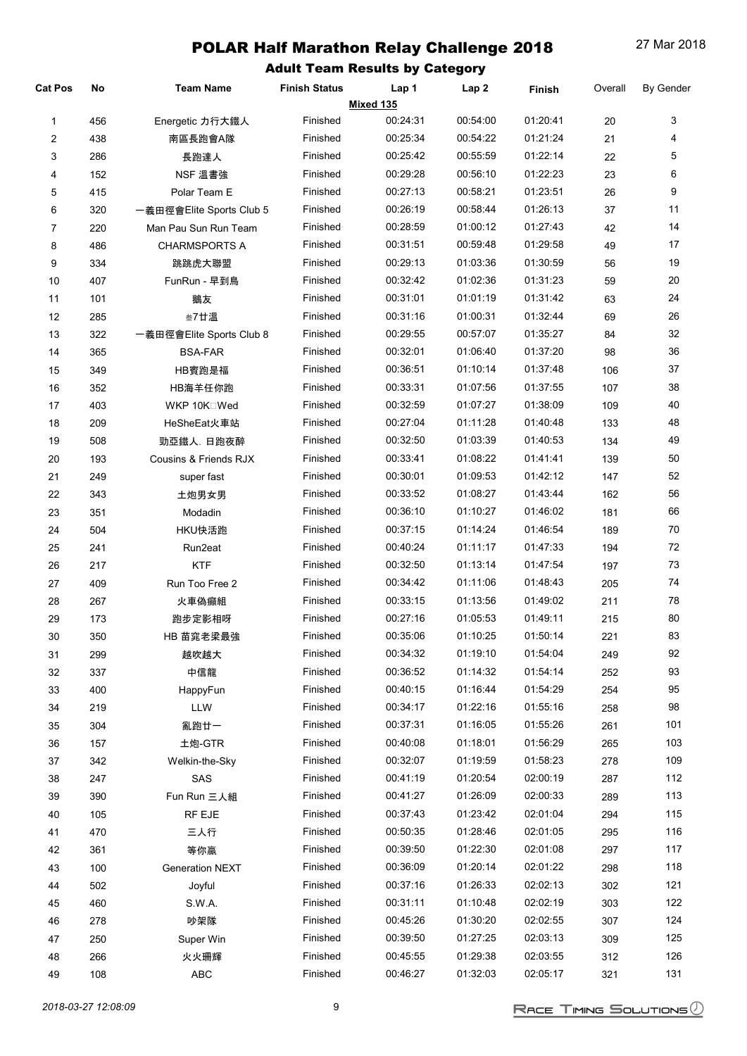# POLAR Half Marathon Relay Challenge 2018

27 Mar 2018

## Adult Team Results by Category

| Cat Pos | No | Team Name | Finish Status | Lap 1 | Lap 2 | Finish | Overall | By Gender |
|---|---|---|---|---|---|---|---|---|
| | | | | **Mixed 135** | | | | |
| 1 | 456 | Energetic 力行大鐵人 | Finished | 00:24:31 | 00:54:00 | 01:20:41 | 20 | 3 |
| 2 | 438 | 南區長跑會A隊 | Finished | 00:25:34 | 00:54:22 | 01:21:24 | 21 | 4 |
| 3 | 286 | 長跑達人 | Finished | 00:25:42 | 00:55:59 | 01:22:14 | 22 | 5 |
| 4 | 152 | NSF 溫書強 | Finished | 00:29:28 | 00:56:10 | 01:22:23 | 23 | 6 |
| 5 | 415 | Polar Team E | Finished | 00:27:13 | 00:58:21 | 01:23:51 | 26 | 9 |
| 6 | 320 | 一義田徑會Elite Sports Club 5 | Finished | 00:26:19 | 00:58:44 | 01:26:13 | 37 | 11 |
| 7 | 220 | Man Pau Sun Run Team | Finished | 00:28:59 | 01:00:12 | 01:27:43 | 42 | 14 |
| 8 | 486 | CHARMSPORTS A | Finished | 00:31:51 | 00:59:48 | 01:29:58 | 49 | 17 |
| 9 | 334 | 跳跳虎大聯盟 | Finished | 00:29:13 | 01:03:36 | 01:30:59 | 56 | 19 |
| 10 | 407 | FunRun - 早到鳥 | Finished | 00:32:42 | 01:02:36 | 01:31:23 | 59 | 20 |
| 11 | 101 | 鵝友 | Finished | 00:31:01 | 01:01:19 | 01:31:42 | 63 | 24 |
| 12 | 285 | 叁7廿溫 | Finished | 00:31:16 | 01:00:31 | 01:32:44 | 69 | 26 |
| 13 | 322 | 一義田徑會Elite Sports Club 8 | Finished | 00:29:55 | 00:57:07 | 01:35:27 | 84 | 32 |
| 14 | 365 | BSA-FAR | Finished | 00:32:01 | 01:06:40 | 01:37:20 | 98 | 36 |
| 15 | 349 | HB賽跑是福 | Finished | 00:36:51 | 01:10:14 | 01:37:48 | 106 | 37 |
| 16 | 352 | HB海羊任你跑 | Finished | 00:33:31 | 01:07:56 | 01:37:55 | 107 | 38 |
| 17 | 403 | WKP 10K□Wed | Finished | 00:32:59 | 01:07:27 | 01:38:09 | 109 | 40 |
| 18 | 209 | HeSheEat火車站 | Finished | 00:27:04 | 01:11:28 | 01:40:48 | 133 | 48 |
| 19 | 508 | 勁亞鐵人. 日跑夜醉 | Finished | 00:32:50 | 01:03:39 | 01:40:53 | 134 | 49 |
| 20 | 193 | Cousins & Friends RJX | Finished | 00:33:41 | 01:08:22 | 01:41:41 | 139 | 50 |
| 21 | 249 | super fast | Finished | 00:30:01 | 01:09:53 | 01:42:12 | 147 | 52 |
| 22 | 343 | 土炮男女男 | Finished | 00:33:52 | 01:08:27 | 01:43:44 | 162 | 56 |
| 23 | 351 | Modadin | Finished | 00:36:10 | 01:10:27 | 01:46:02 | 181 | 66 |
| 24 | 504 | HKU快活跑 | Finished | 00:37:15 | 01:14:24 | 01:46:54 | 189 | 70 |
| 25 | 241 | Run2eat | Finished | 00:40:24 | 01:11:17 | 01:47:33 | 194 | 72 |
| 26 | 217 | KTF | Finished | 00:32:50 | 01:13:14 | 01:47:54 | 197 | 73 |
| 27 | 409 | Run Too Free 2 | Finished | 00:34:42 | 01:11:06 | 01:48:43 | 205 | 74 |
| 28 | 267 | 火車偽癲組 | Finished | 00:33:15 | 01:13:56 | 01:49:02 | 211 | 78 |
| 29 | 173 | 跑步定影相呀 | Finished | 00:27:16 | 01:05:53 | 01:49:11 | 215 | 80 |
| 30 | 350 | HB 苗窕老梁最強 | Finished | 00:35:06 | 01:10:25 | 01:50:14 | 221 | 83 |
| 31 | 299 | 越吹越大 | Finished | 00:34:32 | 01:19:10 | 01:54:04 | 249 | 92 |
| 32 | 337 | 中信龍 | Finished | 00:36:52 | 01:14:32 | 01:54:14 | 252 | 93 |
| 33 | 400 | HappyFun | Finished | 00:40:15 | 01:16:44 | 01:54:29 | 254 | 95 |
| 34 | 219 | LLW | Finished | 00:34:17 | 01:22:16 | 01:55:16 | 258 | 98 |
| 35 | 304 | 亂跑廿一 | Finished | 00:37:31 | 01:16:05 | 01:55:26 | 261 | 101 |
| 36 | 157 | 土炮-GTR | Finished | 00:40:08 | 01:18:01 | 01:56:29 | 265 | 103 |
| 37 | 342 | Welkin-the-Sky | Finished | 00:32:07 | 01:19:59 | 01:58:23 | 278 | 109 |
| 38 | 247 | SAS | Finished | 00:41:19 | 01:20:54 | 02:00:19 | 287 | 112 |
| 39 | 390 | Fun Run 三人組 | Finished | 00:41:27 | 01:26:09 | 02:00:33 | 289 | 113 |
| 40 | 105 | RF EJE | Finished | 00:37:43 | 01:23:42 | 02:01:04 | 294 | 115 |
| 41 | 470 | 三人行 | Finished | 00:50:35 | 01:28:46 | 02:01:05 | 295 | 116 |
| 42 | 361 | 等你贏 | Finished | 00:39:50 | 01:22:30 | 02:01:08 | 297 | 117 |
| 43 | 100 | Generation NEXT | Finished | 00:36:09 | 01:20:14 | 02:01:22 | 298 | 118 |
| 44 | 502 | Joyful | Finished | 00:37:16 | 01:26:33 | 02:02:13 | 302 | 121 |
| 45 | 460 | S.W.A. | Finished | 00:31:11 | 01:10:48 | 02:02:19 | 303 | 122 |
| 46 | 278 | 吵架隊 | Finished | 00:45:26 | 01:30:20 | 02:02:55 | 307 | 124 |
| 47 | 250 | Super Win | Finished | 00:39:50 | 01:27:25 | 02:03:13 | 309 | 125 |
| 48 | 266 | 火火珊輝 | Finished | 00:45:55 | 01:29:38 | 02:03:55 | 312 | 126 |
| 49 | 108 | ABC | Finished | 00:46:27 | 01:32:03 | 02:05:17 | 321 | 131 |

*2018-03-27 12:08:09*

RACE TIMING SOLUTIONS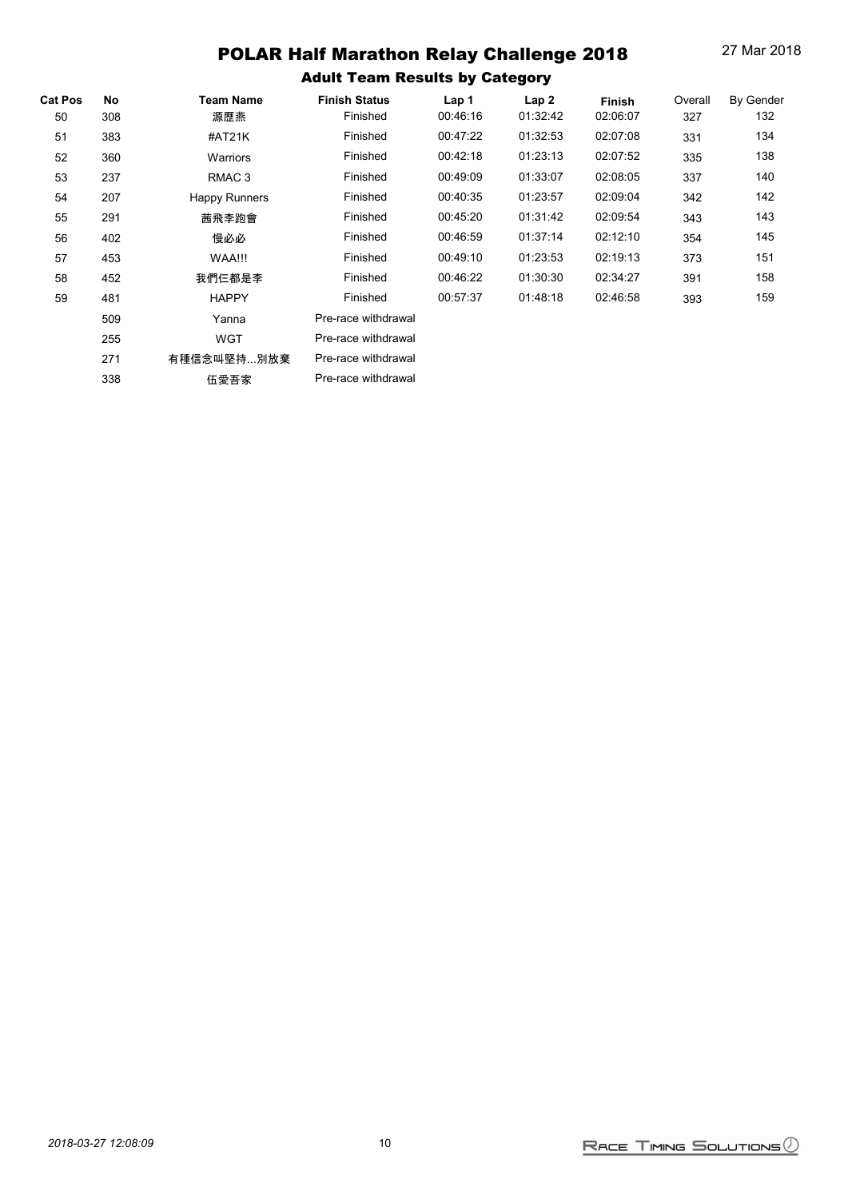# POLAR Half Marathon Relay Challenge 2018

27 Mar 2018

## Adult Team Results by Category

| Cat Pos | No | Team Name | Finish Status | Lap 1 | Lap 2 | Finish | Overall | By Gender |
|---|---|---|---|---|---|---|---|---|
| 50 | 308 | 源歷燕 | Finished | 00:46:16 | 01:32:42 | 02:06:07 | 327 | 132 |
| 51 | 383 | #AT21K | Finished | 00:47:22 | 01:32:53 | 02:07:08 | 331 | 134 |
| 52 | 360 | Warriors | Finished | 00:42:18 | 01:23:13 | 02:07:52 | 335 | 138 |
| 53 | 237 | RMAC 3 | Finished | 00:49:09 | 01:33:07 | 02:08:05 | 337 | 140 |
| 54 | 207 | Happy Runners | Finished | 00:40:35 | 01:23:57 | 02:09:04 | 342 | 142 |
| 55 | 291 | 茜飛李跑會 | Finished | 00:45:20 | 01:31:42 | 02:09:54 | 343 | 143 |
| 56 | 402 | 慢必必 | Finished | 00:46:59 | 01:37:14 | 02:12:10 | 354 | 145 |
| 57 | 453 | WAA!!! | Finished | 00:49:10 | 01:23:53 | 02:19:13 | 373 | 151 |
| 58 | 452 | 我們仨都是李 | Finished | 00:46:22 | 01:30:30 | 02:34:27 | 391 | 158 |
| 59 | 481 | HAPPY | Finished | 00:57:37 | 01:48:18 | 02:46:58 | 393 | 159 |
| | 509 | Yanna | Pre-race withdrawal | | | | | |
| | 255 | WGT | Pre-race withdrawal | | | | | |
| | 271 | 有種信念叫堅持...別放棄 | Pre-race withdrawal | | | | | |
| | 338 | 伍愛吾家 | Pre-race withdrawal | | | | | |

2018-03-27 12:08:09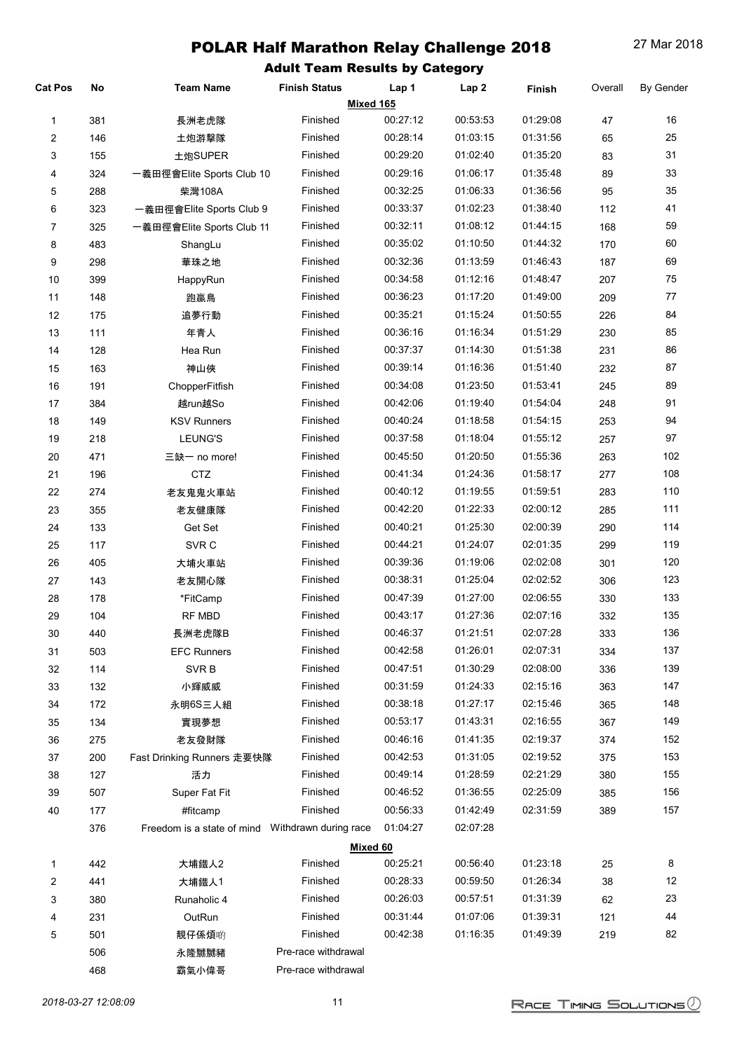# POLAR Half Marathon Relay Challenge 2018

27 Mar 2018

## Adult Team Results by Category

| Cat Pos | No | Team Name | Finish Status | Lap 1 | Lap 2 | Finish | Overall | By Gender |
|---|---|---|---|---|---|---|---|---|
| | | | | **Mixed 165** | | | | |
| 1 | 381 | 長洲老虎隊 | Finished | 00:27:12 | 00:53:53 | 01:29:08 | 47 | 16 |
| 2 | 146 | 土炮游擊隊 | Finished | 00:28:14 | 01:03:15 | 01:31:56 | 65 | 25 |
| 3 | 155 | 土炮SUPER | Finished | 00:29:20 | 01:02:40 | 01:35:20 | 83 | 31 |
| 4 | 324 | 一義田徑會Elite Sports Club 10 | Finished | 00:29:16 | 01:06:17 | 01:35:48 | 89 | 33 |
| 5 | 288 | 柴灣108A | Finished | 00:32:25 | 01:06:33 | 01:36:56 | 95 | 35 |
| 6 | 323 | 一義田徑會Elite Sports Club 9 | Finished | 00:33:37 | 01:02:23 | 01:38:40 | 112 | 41 |
| 7 | 325 | 一義田徑會Elite Sports Club 11 | Finished | 00:32:11 | 01:08:12 | 01:44:15 | 168 | 59 |
| 8 | 483 | ShangLu | Finished | 00:35:02 | 01:10:50 | 01:44:32 | 170 | 60 |
| 9 | 298 | 華珠之地 | Finished | 00:32:36 | 01:13:59 | 01:46:43 | 187 | 69 |
| 10 | 399 | HappyRun | Finished | 00:34:58 | 01:12:16 | 01:48:47 | 207 | 75 |
| 11 | 148 | 跑贏鳥 | Finished | 00:36:23 | 01:17:20 | 01:49:00 | 209 | 77 |
| 12 | 175 | 追夢行動 | Finished | 00:35:21 | 01:15:24 | 01:50:55 | 226 | 84 |
| 13 | 111 | 年青人 | Finished | 00:36:16 | 01:16:34 | 01:51:29 | 230 | 85 |
| 14 | 128 | Hea Run | Finished | 00:37:37 | 01:14:30 | 01:51:38 | 231 | 86 |
| 15 | 163 | 神山俠 | Finished | 00:39:14 | 01:16:36 | 01:51:40 | 232 | 87 |
| 16 | 191 | ChopperFitfish | Finished | 00:34:08 | 01:23:50 | 01:53:41 | 245 | 89 |
| 17 | 384 | 越run越So | Finished | 00:42:06 | 01:19:40 | 01:54:04 | 248 | 91 |
| 18 | 149 | KSV Runners | Finished | 00:40:24 | 01:18:58 | 01:54:15 | 253 | 94 |
| 19 | 218 | LEUNG'S | Finished | 00:37:58 | 01:18:04 | 01:55:12 | 257 | 97 |
| 20 | 471 | 三缺一 no more! | Finished | 00:45:50 | 01:20:50 | 01:55:36 | 263 | 102 |
| 21 | 196 | CTZ | Finished | 00:41:34 | 01:24:36 | 01:58:17 | 277 | 108 |
| 22 | 274 | 老友鬼鬼火車站 | Finished | 00:40:12 | 01:19:55 | 01:59:51 | 283 | 110 |
| 23 | 355 | 老友健康隊 | Finished | 00:42:20 | 01:22:33 | 02:00:12 | 285 | 111 |
| 24 | 133 | Get Set | Finished | 00:40:21 | 01:25:30 | 02:00:39 | 290 | 114 |
| 25 | 117 | SVR C | Finished | 00:44:21 | 01:24:07 | 02:01:35 | 299 | 119 |
| 26 | 405 | 大埔火車站 | Finished | 00:39:36 | 01:19:06 | 02:02:08 | 301 | 120 |
| 27 | 143 | 老友開心隊 | Finished | 00:38:31 | 01:25:04 | 02:02:52 | 306 | 123 |
| 28 | 178 | *FitCamp | Finished | 00:47:39 | 01:27:00 | 02:06:55 | 330 | 133 |
| 29 | 104 | RF MBD | Finished | 00:43:17 | 01:27:36 | 02:07:16 | 332 | 135 |
| 30 | 440 | 長洲老虎隊B | Finished | 00:46:37 | 01:21:51 | 02:07:28 | 333 | 136 |
| 31 | 503 | EFC Runners | Finished | 00:42:58 | 01:26:01 | 02:07:31 | 334 | 137 |
| 32 | 114 | SVR B | Finished | 00:47:51 | 01:30:29 | 02:08:00 | 336 | 139 |
| 33 | 132 | 小輝威威 | Finished | 00:31:59 | 01:24:33 | 02:15:16 | 363 | 147 |
| 34 | 172 | 永明6S三人組 | Finished | 00:38:18 | 01:27:17 | 02:15:46 | 365 | 148 |
| 35 | 134 | 實現夢想 | Finished | 00:53:17 | 01:43:31 | 02:16:55 | 367 | 149 |
| 36 | 275 | 老友發財隊 | Finished | 00:46:16 | 01:41:35 | 02:19:37 | 374 | 152 |
| 37 | 200 | Fast Drinking Runners 走要快隊 | Finished | 00:42:53 | 01:31:05 | 02:19:52 | 375 | 153 |
| 38 | 127 | 活力 | Finished | 00:49:14 | 01:28:59 | 02:21:29 | 380 | 155 |
| 39 | 507 | Super Fat Fit | Finished | 00:46:52 | 01:36:55 | 02:25:09 | 385 | 156 |
| 40 | 177 | #fitcamp | Finished | 00:56:33 | 01:42:49 | 02:31:59 | 389 | 157 |
| | 376 | Freedom is a state of mind | Withdrawn during race | 01:04:27 | 02:07:28 | | | |
| | | | | **Mixed 60** | | | | |
| 1 | 442 | 大埔鐵人2 | Finished | 00:25:21 | 00:56:40 | 01:23:18 | 25 | 8 |
| 2 | 441 | 大埔鐵人1 | Finished | 00:28:33 | 00:59:50 | 01:26:34 | 38 | 12 |
| 3 | 380 | Runaholic 4 | Finished | 00:26:03 | 00:57:51 | 01:31:39 | 62 | 23 |
| 4 | 231 | OutRun | Finished | 00:31:44 | 01:07:06 | 01:39:31 | 121 | 44 |
| 5 | 501 | 靚仔係煩啲 | Finished | 00:42:38 | 01:16:35 | 01:49:39 | 219 | 82 |
| | 506 | 永隆嬲嬲豬 | Pre-race withdrawal | | | | | |
| | 468 | 霸氣小偉哥 | Pre-race withdrawal | | | | | |

*2018-03-27 12:08:09*

Race Timing Solutions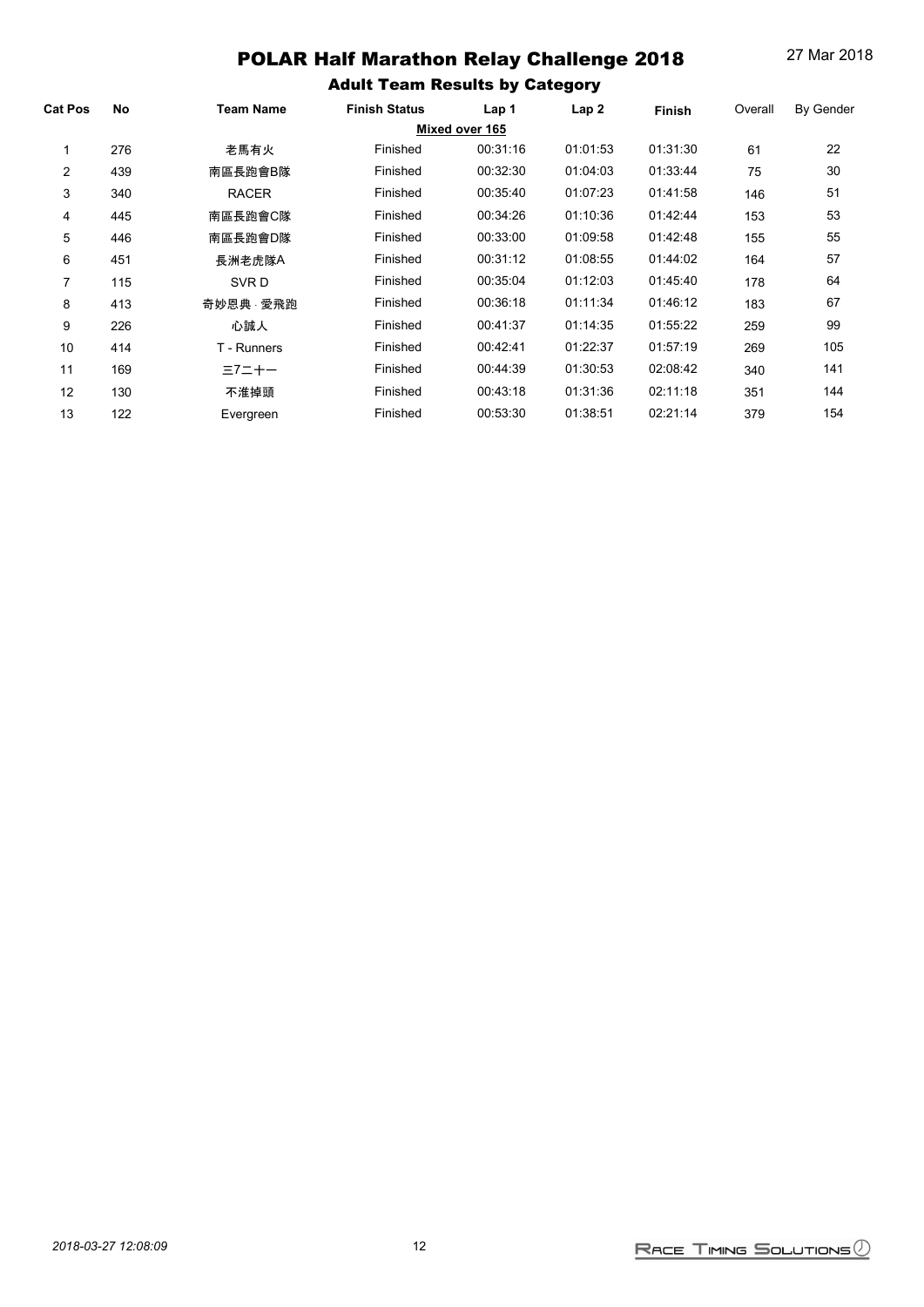# POLAR Half Marathon Relay Challenge 2018

27 Mar 2018

## Adult Team Results by Category

| Cat Pos | No | Team Name | Finish Status | Lap 1 | Lap 2 | Finish | Overall | By Gender |
|---|---|---|---|---|---|---|---|---|
| | | | | **Mixed over 165** | | | | |
| 1 | 276 | 老馬有火 | Finished | 00:31:16 | 01:01:53 | 01:31:30 | 61 | 22 |
| 2 | 439 | 南區長跑會B隊 | Finished | 00:32:30 | 01:04:03 | 01:33:44 | 75 | 30 |
| 3 | 340 | RACER | Finished | 00:35:40 | 01:07:23 | 01:41:58 | 146 | 51 |
| 4 | 445 | 南區長跑會C隊 | Finished | 00:34:26 | 01:10:36 | 01:42:44 | 153 | 53 |
| 5 | 446 | 南區長跑會D隊 | Finished | 00:33:00 | 01:09:58 | 01:42:48 | 155 | 55 |
| 6 | 451 | 長洲老虎隊A | Finished | 00:31:12 | 01:08:55 | 01:44:02 | 164 | 57 |
| 7 | 115 | SVR D | Finished | 00:35:04 | 01:12:03 | 01:45:40 | 178 | 64 |
| 8 | 413 | 奇妙恩典 · 愛飛跑 | Finished | 00:36:18 | 01:11:34 | 01:46:12 | 183 | 67 |
| 9 | 226 | 心誠人 | Finished | 00:41:37 | 01:14:35 | 01:55:22 | 259 | 99 |
| 10 | 414 | T - Runners | Finished | 00:42:41 | 01:22:37 | 01:57:19 | 269 | 105 |
| 11 | 169 | 三7二十一 | Finished | 00:44:39 | 01:30:53 | 02:08:42 | 340 | 141 |
| 12 | 130 | 不准掉頭 | Finished | 00:43:18 | 01:31:36 | 02:11:18 | 351 | 144 |
| 13 | 122 | Evergreen | Finished | 00:53:30 | 01:38:51 | 02:21:14 | 379 | 154 |

*2018-03-27 12:08:09*

RACE TIMING SOLUTIONS